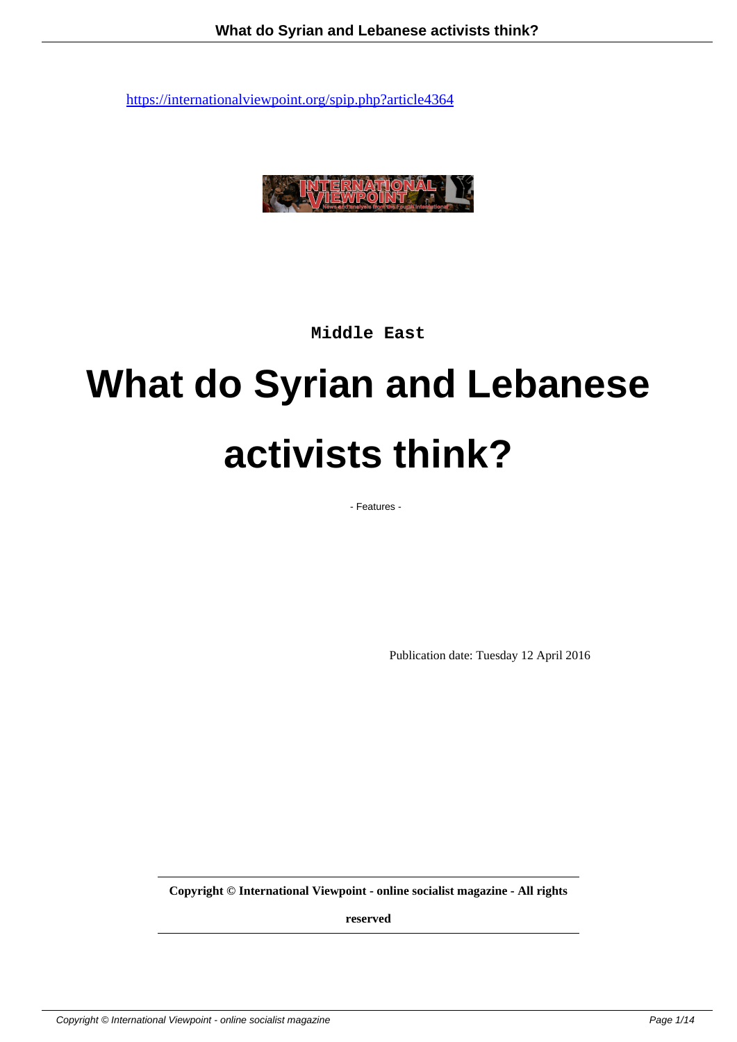https://internationalviewpoint.org/spip.php?article4364

Middle East

# What do Syrian and Lebanese activists think?

- Features -

Publication date: Tuesday 12 April 2016

**Copyright © International Viewpoint - online socialist magazine - All rights reserved**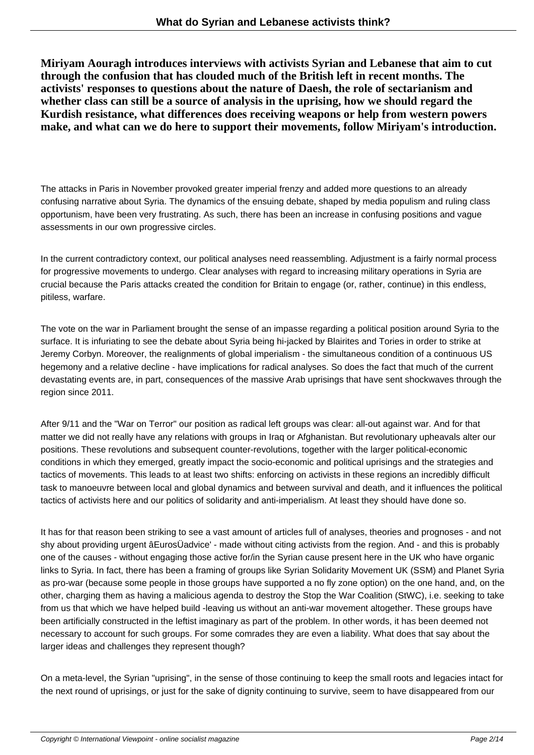**Miriyam Aouragh introduces interviews with activists Syrian and Lebanese that aim to cut through the confusion that has clouded much of the British left in recent months. The activists' responses to questions about the nature of Daesh, the role of sectarianism and whether class can still be a source of analysis in the uprising, how we should regard the Kurdish resistance, what differences does receiving weapons or help from western powers make, and what can we do here to support their movements, follow Miriyam's introduction.**

The attacks in Paris in November provoked greater imperial frenzy and added more questions to an already confusing narrative about Syria. The dynamics of the ensuing debate, shaped by media populism and ruling class opportunism, have been very frustrating. As such, there has been an increase in confusing positions and vague assessments in our own progressive circles.

In the current contradictory context, our political analyses need reassembling. Adjustment is a fairly normal process for progressive movements to undergo. Clear analyses with regard to increasing military operations in Syria are crucial because the Paris attacks created the condition for Britain to engage (or, rather, continue) in this endless, pitiless, warfare.

The vote on the war in Parliament brought the sense of an impasse regarding a political position around Syria to the surface. It is infuriating to see the debate about Syria being hi-jacked by Blairites and Tories in order to strike at Jeremy Corbyn. Moreover, the realignments of global imperialism - the simultaneous condition of a continuous US hegemony and a relative decline - have implications for radical analyses. So does the fact that much of the current devastating events are, in part, consequences of the massive Arab uprisings that have sent shockwaves through the region since 2011.

After 9/11 and the "War on Terror" our position as radical left groups was clear: all-out against war. And for that matter we did not really have any relations with groups in Iraq or Afghanistan. But revolutionary upheavals alter our positions. These revolutions and subsequent counter-revolutions, together with the larger political-economic conditions in which they emerged, greatly impact the socio-economic and political uprisings and the strategies and tactics of movements. This leads to at least two shifts: enforcing on activists in these regions an incredibly difficult task to manoeuvre between local and global dynamics and between survival and death, and it influences the political tactics of activists here and our politics of solidarity and anti-imperialism. At least they should have done so.

It has for that reason been striking to see a vast amount of articles full of analyses, theories and prognoses - and not shy about providing urgent âEurosÜadvice' - made without citing activists from the region. And - and this is probably one of the causes - without engaging those active for/in the Syrian cause present here in the UK who have organic links to Syria. In fact, there has been a framing of groups like Syrian Solidarity Movement UK (SSM) and Planet Syria as pro-war (because some people in those groups have supported a no fly zone option) on the one hand, and, on the other, charging them as having a malicious agenda to destroy the Stop the War Coalition (StWC), i.e. seeking to take from us that which we have helped build -leaving us without an anti-war movement altogether. These groups have been artificially constructed in the leftist imaginary as part of the problem. In other words, it has been deemed not necessary to account for such groups. For some comrades they are even a liability. What does that say about the larger ideas and challenges they represent though?

On a meta-level, the Syrian "uprising", in the sense of those continuing to keep the small roots and legacies intact for the next round of uprisings, or just for the sake of dignity continuing to survive, seem to have disappeared from our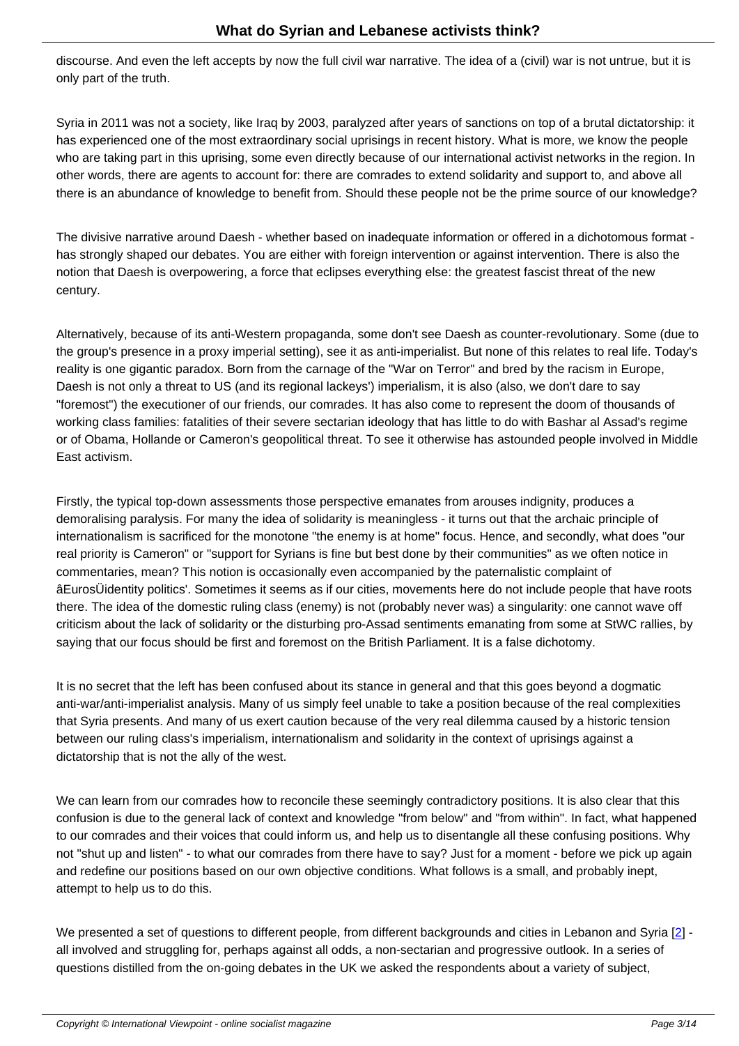discourse. And even the left accepts by now the full civil war narrative. The idea of a (civil) war is not untrue, but it is only part of the truth.

Syria in 2011 was not a society, like Iraq by 2003, paralyzed after years of sanctions on top of a brutal dictatorship: it has experienced one of the most extraordinary social uprisings in recent history. What is more, we know the people who are taking part in this uprising, some even directly because of our international activist networks in the region. In other words, there are agents to account for: there are comrades to extend solidarity and support to, and above all there is an abundance of knowledge to benefit from. Should these people not be the prime source of our knowledge?

The divisive narrative around Daesh - whether based on inadequate information or offered in a dichotomous format - has strongly shaped our debates. You are either with foreign intervention or against intervention. There is also the notion that Daesh is overpowering, a force that eclipses everything else: the greatest fascist threat of the new century.

Alternatively, because of its anti-Western propaganda, some don't see Daesh as counter-revolutionary. Some (due to the group's presence in a proxy imperial setting), see it as anti-imperialist. But none of this relates to real life. Today's reality is one gigantic paradox. Born from the carnage of the "War on Terror" and bred by the racism in Europe, Daesh is not only a threat to US (and its regional lackeys') imperialism, it is also (also, we don't dare to say "foremost") the executioner of our friends, our comrades. It has also come to represent the doom of thousands of working class families: fatalities of their severe sectarian ideology that has little to do with Bashar al Assad's regime or of Obama, Hollande or Cameron's geopolitical threat. To see it otherwise has astounded people involved in Middle East activism.

Firstly, the typical top-down assessments those perspective emanates from arouses indignity, produces a demoralising paralysis. For many the idea of solidarity is meaningless - it turns out that the archaic principle of internationalism is sacrificed for the monotone "the enemy is at home" focus. Hence, and secondly, what does "our real priority is Cameron" or "support for Syrians is fine but best done by their communities" as we often notice in commentaries, mean? This notion is occasionally even accompanied by the paternalistic complaint of âEurosÜidentity politics'. Sometimes it seems as if our cities, movements here do not include people that have roots there. The idea of the domestic ruling class (enemy) is not (probably never was) a singularity: one cannot wave off criticism about the lack of solidarity or the disturbing pro-Assad sentiments emanating from some at StWC rallies, by saying that our focus should be first and foremost on the British Parliament. It is a false dichotomy.

It is no secret that the left has been confused about its stance in general and that this goes beyond a dogmatic anti-war/anti-imperialist analysis. Many of us simply feel unable to take a position because of the real complexities that Syria presents. And many of us exert caution because of the very real dilemma caused by a historic tension between our ruling class's imperialism, internationalism and solidarity in the context of uprisings against a dictatorship that is not the ally of the west.

We can learn from our comrades how to reconcile these seemingly contradictory positions. It is also clear that this confusion is due to the general lack of context and knowledge "from below" and "from within". In fact, what happened to our comrades and their voices that could inform us, and help us to disentangle all these confusing positions. Why not "shut up and listen" - to what our comrades from there have to say? Just for a moment - before we pick up again and redefine our positions based on our own objective conditions. What follows is a small, and probably inept, attempt to help us to do this.

We presented a set of questions to different people, from different backgrounds and cities in Lebanon and Syria [2] - all involved and struggling for, perhaps against all odds, a non-sectarian and progressive outlook. In a series of questions distilled from the on-going debates in the UK we asked the respondents about a variety of subject,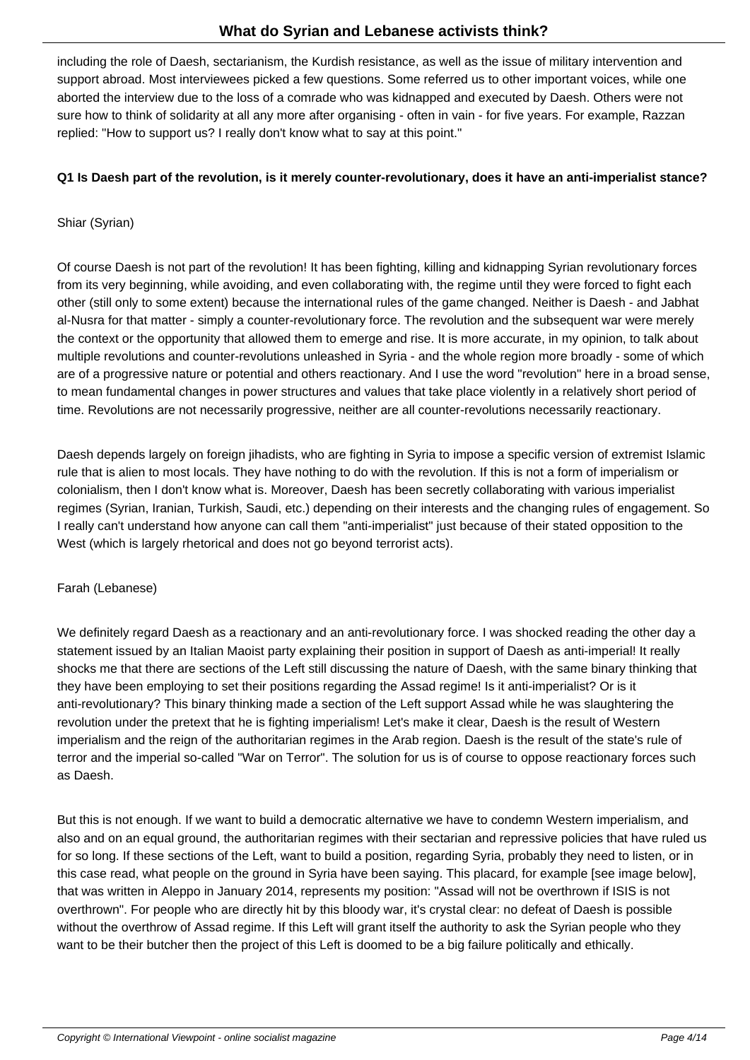including the role of Daesh, sectarianism, the Kurdish resistance, as well as the issue of military intervention and support abroad. Most interviewees picked a few questions. Some referred us to other important voices, while one aborted the interview due to the loss of a comrade who was kidnapped and executed by Daesh. Others were not sure how to think of solidarity at all any more after organising - often in vain - for five years. For example, Razzan replied: "How to support us? I really don't know what to say at this point."

**Q1 Is Daesh part of the revolution, is it merely counter-revolutionary, does it have an anti-imperialist stance?**

Shiar (Syrian)

Of course Daesh is not part of the revolution! It has been fighting, killing and kidnapping Syrian revolutionary forces from its very beginning, while avoiding, and even collaborating with, the regime until they were forced to fight each other (still only to some extent) because the international rules of the game changed. Neither is Daesh - and Jabhat al-Nusra for that matter - simply a counter-revolutionary force. The revolution and the subsequent war were merely the context or the opportunity that allowed them to emerge and rise. It is more accurate, in my opinion, to talk about multiple revolutions and counter-revolutions unleashed in Syria - and the whole region more broadly - some of which are of a progressive nature or potential and others reactionary. And I use the word "revolution" here in a broad sense, to mean fundamental changes in power structures and values that take place violently in a relatively short period of time. Revolutions are not necessarily progressive, neither are all counter-revolutions necessarily reactionary.

Daesh depends largely on foreign jihadists, who are fighting in Syria to impose a specific version of extremist Islamic rule that is alien to most locals. They have nothing to do with the revolution. If this is not a form of imperialism or colonialism, then I don't know what is. Moreover, Daesh has been secretly collaborating with various imperialist regimes (Syrian, Iranian, Turkish, Saudi, etc.) depending on their interests and the changing rules of engagement. So I really can't understand how anyone can call them "anti-imperialist" just because of their stated opposition to the West (which is largely rhetorical and does not go beyond terrorist acts).

Farah (Lebanese)

We definitely regard Daesh as a reactionary and an anti-revolutionary force. I was shocked reading the other day a statement issued by an Italian Maoist party explaining their position in support of Daesh as anti-imperial! It really shocks me that there are sections of the Left still discussing the nature of Daesh, with the same binary thinking that they have been employing to set their positions regarding the Assad regime! Is it anti-imperialist? Or is it anti-revolutionary? This binary thinking made a section of the Left support Assad while he was slaughtering the revolution under the pretext that he is fighting imperialism! Let's make it clear, Daesh is the result of Western imperialism and the reign of the authoritarian regimes in the Arab region. Daesh is the result of the state's rule of terror and the imperial so-called "War on Terror". The solution for us is of course to oppose reactionary forces such as Daesh.

But this is not enough. If we want to build a democratic alternative we have to condemn Western imperialism, and also and on an equal ground, the authoritarian regimes with their sectarian and repressive policies that have ruled us for so long. If these sections of the Left, want to build a position, regarding Syria, probably they need to listen, or in this case read, what people on the ground in Syria have been saying. This placard, for example [see image below], that was written in Aleppo in January 2014, represents my position: "Assad will not be overthrown if ISIS is not overthrown". For people who are directly hit by this bloody war, it's crystal clear: no defeat of Daesh is possible without the overthrow of Assad regime. If this Left will grant itself the authority to ask the Syrian people who they want to be their butcher then the project of this Left is doomed to be a big failure politically and ethically.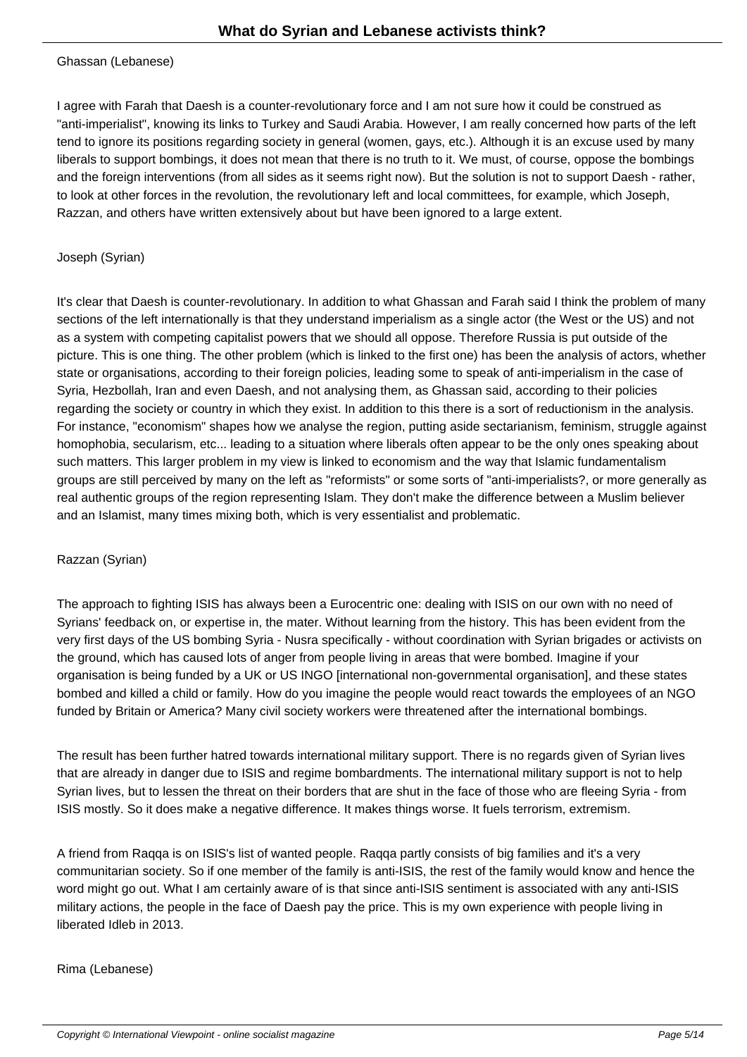Ghassan (Lebanese)

I agree with Farah that Daesh is a counter-revolutionary force and I am not sure how it could be construed as "anti-imperialist", knowing its links to Turkey and Saudi Arabia. However, I am really concerned how parts of the left tend to ignore its positions regarding society in general (women, gays, etc.). Although it is an excuse used by many liberals to support bombings, it does not mean that there is no truth to it. We must, of course, oppose the bombings and the foreign interventions (from all sides as it seems right now). But the solution is not to support Daesh - rather, to look at other forces in the revolution, the revolutionary left and local committees, for example, which Joseph, Razzan, and others have written extensively about but have been ignored to a large extent.

Joseph (Syrian)

It's clear that Daesh is counter-revolutionary. In addition to what Ghassan and Farah said I think the problem of many sections of the left internationally is that they understand imperialism as a single actor (the West or the US) and not as a system with competing capitalist powers that we should all oppose. Therefore Russia is put outside of the picture. This is one thing. The other problem (which is linked to the first one) has been the analysis of actors, whether state or organisations, according to their foreign policies, leading some to speak of anti-imperialism in the case of Syria, Hezbollah, Iran and even Daesh, and not analysing them, as Ghassan said, according to their policies regarding the society or country in which they exist. In addition to this there is a sort of reductionism in the analysis. For instance, "economism" shapes how we analyse the region, putting aside sectarianism, feminism, struggle against homophobia, secularism, etc... leading to a situation where liberals often appear to be the only ones speaking about such matters. This larger problem in my view is linked to economism and the way that Islamic fundamentalism groups are still perceived by many on the left as "reformists" or some sorts of "anti-imperialists?, or more generally as real authentic groups of the region representing Islam. They don't make the difference between a Muslim believer and an Islamist, many times mixing both, which is very essentialist and problematic.

Razzan (Syrian)

The approach to fighting ISIS has always been a Eurocentric one: dealing with ISIS on our own with no need of Syrians' feedback on, or expertise in, the mater. Without learning from the history. This has been evident from the very first days of the US bombing Syria - Nusra specifically - without coordination with Syrian brigades or activists on the ground, which has caused lots of anger from people living in areas that were bombed. Imagine if your organisation is being funded by a UK or US INGO [international non-governmental organisation], and these states bombed and killed a child or family. How do you imagine the people would react towards the employees of an NGO funded by Britain or America? Many civil society workers were threatened after the international bombings.

The result has been further hatred towards international military support. There is no regards given of Syrian lives that are already in danger due to ISIS and regime bombardments. The international military support is not to help Syrian lives, but to lessen the threat on their borders that are shut in the face of those who are fleeing Syria - from ISIS mostly. So it does make a negative difference. It makes things worse. It fuels terrorism, extremism.

A friend from Raqqa is on ISIS's list of wanted people. Raqqa partly consists of big families and it's a very communitarian society. So if one member of the family is anti-ISIS, the rest of the family would know and hence the word might go out. What I am certainly aware of is that since anti-ISIS sentiment is associated with any anti-ISIS military actions, the people in the face of Daesh pay the price. This is my own experience with people living in liberated Idleb in 2013.

Rima (Lebanese)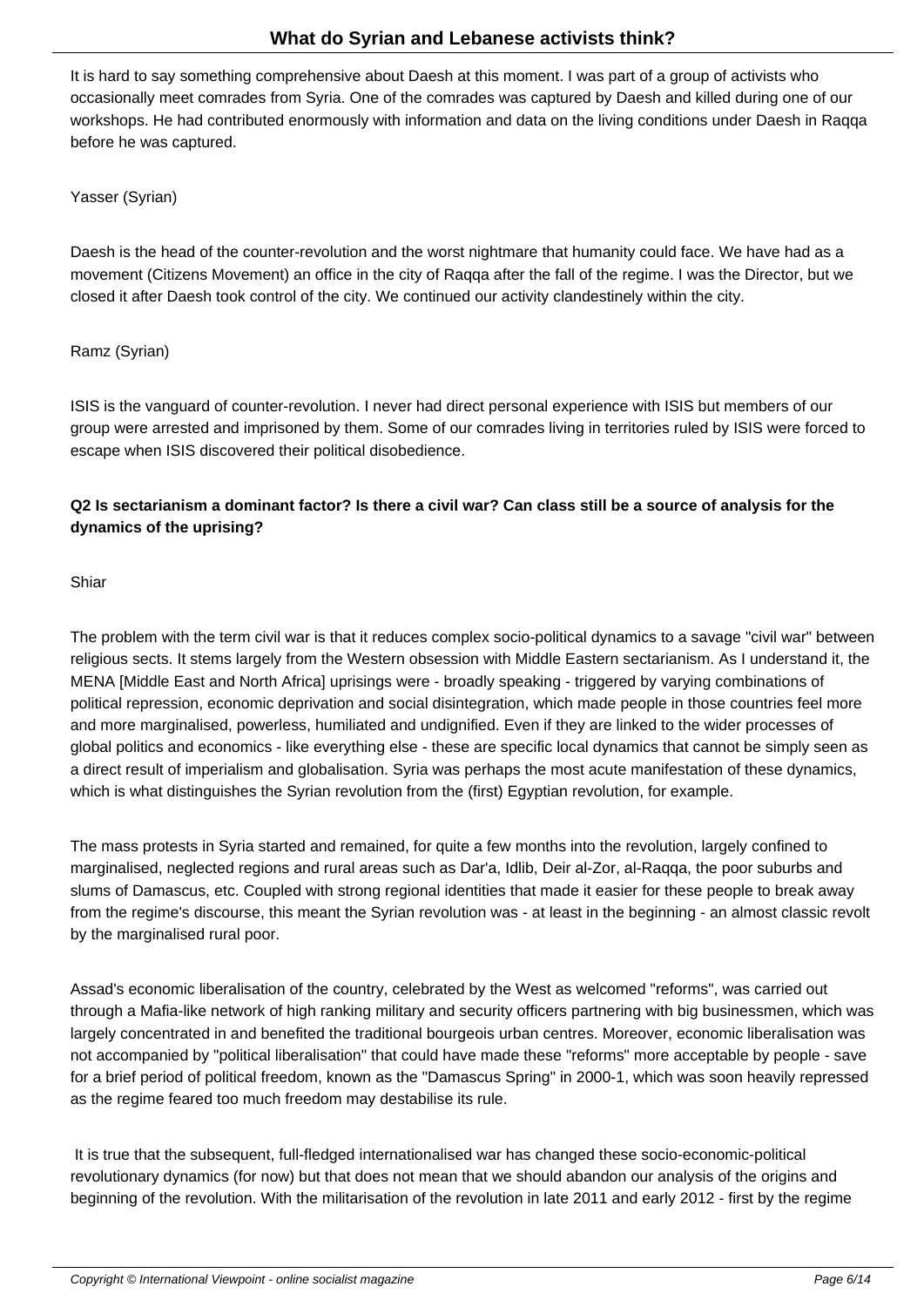It is hard to say something comprehensive about Daesh at this moment. I was part of a group of activists who occasionally meet comrades from Syria. One of the comrades was captured by Daesh and killed during one of our workshops. He had contributed enormously with information and data on the living conditions under Daesh in Raqqa before he was captured.

Yasser (Syrian)

Daesh is the head of the counter-revolution and the worst nightmare that humanity could face. We have had as a movement (Citizens Movement) an office in the city of Raqqa after the fall of the regime. I was the Director, but we closed it after Daesh took control of the city. We continued our activity clandestinely within the city.

Ramz (Syrian)

ISIS is the vanguard of counter-revolution. I never had direct personal experience with ISIS but members of our group were arrested and imprisoned by them. Some of our comrades living in territories ruled by ISIS were forced to escape when ISIS discovered their political disobedience.

**Q2 Is sectarianism a dominant factor? Is there a civil war? Can class still be a source of analysis for the dynamics of the uprising?**

Shiar

The problem with the term civil war is that it reduces complex socio-political dynamics to a savage "civil war" between religious sects. It stems largely from the Western obsession with Middle Eastern sectarianism. As I understand it, the MENA [Middle East and North Africa] uprisings were - broadly speaking - triggered by varying combinations of political repression, economic deprivation and social disintegration, which made people in those countries feel more and more marginalised, powerless, humiliated and undignified. Even if they are linked to the wider processes of global politics and economics - like everything else - these are specific local dynamics that cannot be simply seen as a direct result of imperialism and globalisation. Syria was perhaps the most acute manifestation of these dynamics, which is what distinguishes the Syrian revolution from the (first) Egyptian revolution, for example.

The mass protests in Syria started and remained, for quite a few months into the revolution, largely confined to marginalised, neglected regions and rural areas such as Dar'a, Idlib, Deir al-Zor, al-Raqqa, the poor suburbs and slums of Damascus, etc. Coupled with strong regional identities that made it easier for these people to break away from the regime's discourse, this meant the Syrian revolution was - at least in the beginning - an almost classic revolt by the marginalised rural poor.

Assad's economic liberalisation of the country, celebrated by the West as welcomed "reforms", was carried out through a Mafia-like network of high ranking military and security officers partnering with big businessmen, which was largely concentrated in and benefited the traditional bourgeois urban centres. Moreover, economic liberalisation was not accompanied by "political liberalisation" that could have made these "reforms" more acceptable by people - save for a brief period of political freedom, known as the "Damascus Spring" in 2000-1, which was soon heavily repressed as the regime feared too much freedom may destabilise its rule.

It is true that the subsequent, full-fledged internationalised war has changed these socio-economic-political revolutionary dynamics (for now) but that does not mean that we should abandon our analysis of the origins and beginning of the revolution. With the militarisation of the revolution in late 2011 and early 2012 - first by the regime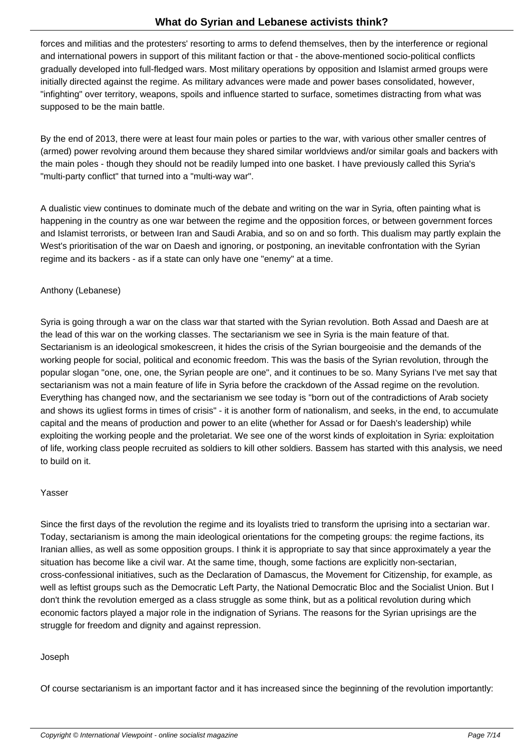forces and militias and the protesters' resorting to arms to defend themselves, then by the interference or regional and international powers in support of this militant faction or that - the above-mentioned socio-political conflicts gradually developed into full-fledged wars. Most military operations by opposition and Islamist armed groups were initially directed against the regime. As military advances were made and power bases consolidated, however, "infighting" over territory, weapons, spoils and influence started to surface, sometimes distracting from what was supposed to be the main battle.

By the end of 2013, there were at least four main poles or parties to the war, with various other smaller centres of (armed) power revolving around them because they shared similar worldviews and/or similar goals and backers with the main poles - though they should not be readily lumped into one basket. I have previously called this Syria's "multi-party conflict" that turned into a "multi-way war".

A dualistic view continues to dominate much of the debate and writing on the war in Syria, often painting what is happening in the country as one war between the regime and the opposition forces, or between government forces and Islamist terrorists, or between Iran and Saudi Arabia, and so on and so forth. This dualism may partly explain the West's prioritisation of the war on Daesh and ignoring, or postponing, an inevitable confrontation with the Syrian regime and its backers - as if a state can only have one "enemy" at a time.

Anthony (Lebanese)

Syria is going through a war on the class war that started with the Syrian revolution. Both Assad and Daesh are at the lead of this war on the working classes. The sectarianism we see in Syria is the main feature of that. Sectarianism is an ideological smokescreen, it hides the crisis of the Syrian bourgeoisie and the demands of the working people for social, political and economic freedom. This was the basis of the Syrian revolution, through the popular slogan "one, one, one, the Syrian people are one", and it continues to be so. Many Syrians I've met say that sectarianism was not a main feature of life in Syria before the crackdown of the Assad regime on the revolution. Everything has changed now, and the sectarianism we see today is "born out of the contradictions of Arab society and shows its ugliest forms in times of crisis" - it is another form of nationalism, and seeks, in the end, to accumulate capital and the means of production and power to an elite (whether for Assad or for Daesh's leadership) while exploiting the working people and the proletariat. We see one of the worst kinds of exploitation in Syria: exploitation of life, working class people recruited as soldiers to kill other soldiers. Bassem has started with this analysis, we need to build on it.

Yasser

Since the first days of the revolution the regime and its loyalists tried to transform the uprising into a sectarian war. Today, sectarianism is among the main ideological orientations for the competing groups: the regime factions, its Iranian allies, as well as some opposition groups. I think it is appropriate to say that since approximately a year the situation has become like a civil war. At the same time, though, some factions are explicitly non-sectarian, cross-confessional initiatives, such as the Declaration of Damascus, the Movement for Citizenship, for example, as well as leftist groups such as the Democratic Left Party, the National Democratic Bloc and the Socialist Union. But I don't think the revolution emerged as a class struggle as some think, but as a political revolution during which economic factors played a major role in the indignation of Syrians. The reasons for the Syrian uprisings are the struggle for freedom and dignity and against repression.

Joseph

Of course sectarianism is an important factor and it has increased since the beginning of the revolution importantly: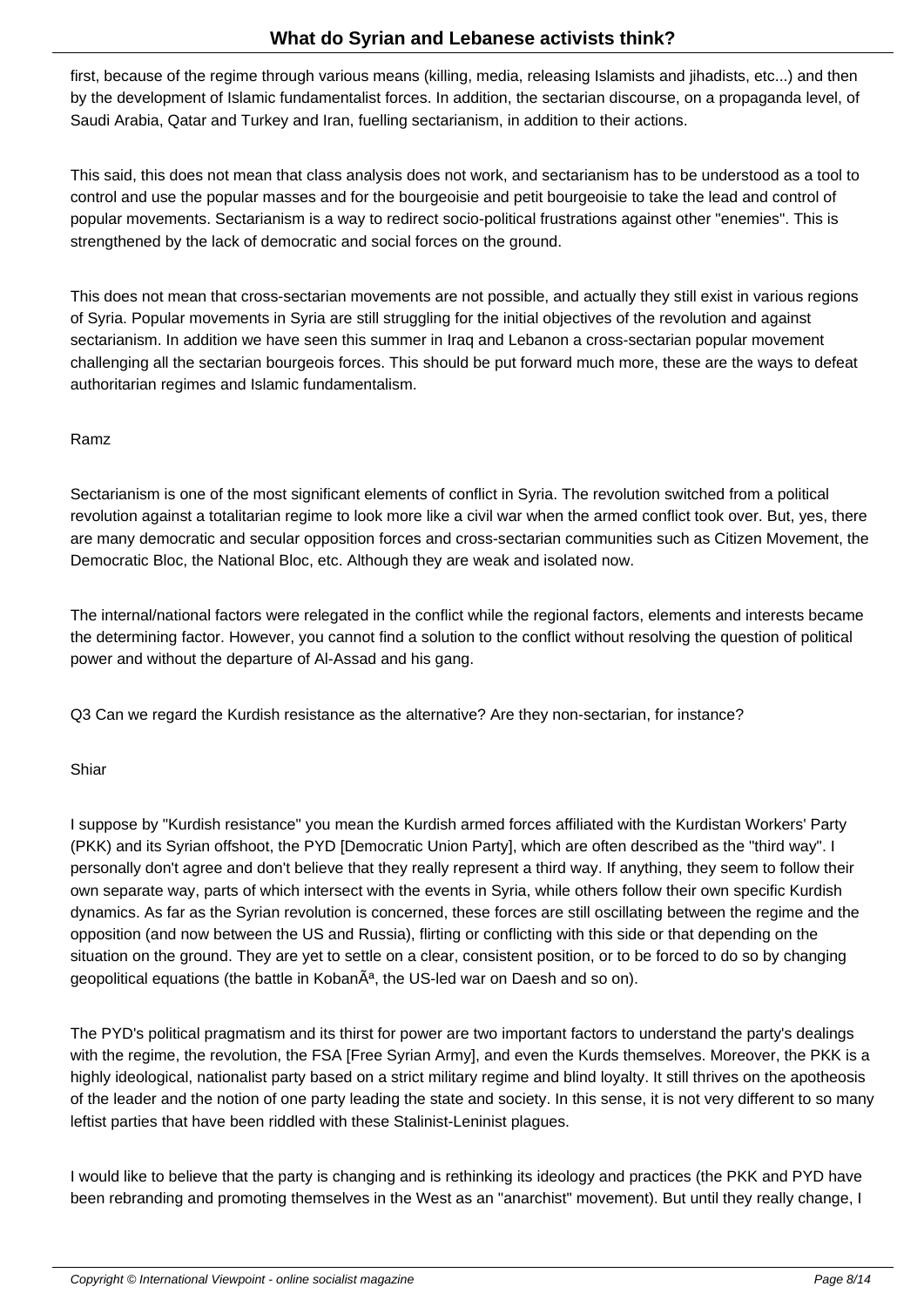first, because of the regime through various means (killing, media, releasing Islamists and jihadists, etc...) and then by the development of Islamic fundamentalist forces. In addition, the sectarian discourse, on a propaganda level, of Saudi Arabia, Qatar and Turkey and Iran, fuelling sectarianism, in addition to their actions.

This said, this does not mean that class analysis does not work, and sectarianism has to be understood as a tool to control and use the popular masses and for the bourgeoisie and petit bourgeoisie to take the lead and control of popular movements. Sectarianism is a way to redirect socio-political frustrations against other "enemies". This is strengthened by the lack of democratic and social forces on the ground.

This does not mean that cross-sectarian movements are not possible, and actually they still exist in various regions of Syria. Popular movements in Syria are still struggling for the initial objectives of the revolution and against sectarianism. In addition we have seen this summer in Iraq and Lebanon a cross-sectarian popular movement challenging all the sectarian bourgeois forces. This should be put forward much more, these are the ways to defeat authoritarian regimes and Islamic fundamentalism.

Ramz

Sectarianism is one of the most significant elements of conflict in Syria. The revolution switched from a political revolution against a totalitarian regime to look more like a civil war when the armed conflict took over. But, yes, there are many democratic and secular opposition forces and cross-sectarian communities such as Citizen Movement, the Democratic Bloc, the National Bloc, etc. Although they are weak and isolated now.

The internal/national factors were relegated in the conflict while the regional factors, elements and interests became the determining factor. However, you cannot find a solution to the conflict without resolving the question of political power and without the departure of Al-Assad and his gang.

Q3 Can we regard the Kurdish resistance as the alternative? Are they non-sectarian, for instance?

Shiar

I suppose by "Kurdish resistance" you mean the Kurdish armed forces affiliated with the Kurdistan Workers' Party (PKK) and its Syrian offshoot, the PYD [Democratic Union Party], which are often described as the "third way". I personally don't agree and don't believe that they really represent a third way. If anything, they seem to follow their own separate way, parts of which intersect with the events in Syria, while others follow their own specific Kurdish dynamics. As far as the Syrian revolution is concerned, these forces are still oscillating between the regime and the opposition (and now between the US and Russia), flirting or conflicting with this side or that depending on the situation on the ground. They are yet to settle on a clear, consistent position, or to be forced to do so by changing geopolitical equations (the battle in KobanÃª, the US-led war on Daesh and so on).

The PYD's political pragmatism and its thirst for power are two important factors to understand the party's dealings with the regime, the revolution, the FSA [Free Syrian Army], and even the Kurds themselves. Moreover, the PKK is a highly ideological, nationalist party based on a strict military regime and blind loyalty. It still thrives on the apotheosis of the leader and the notion of one party leading the state and society. In this sense, it is not very different to so many leftist parties that have been riddled with these Stalinist-Leninist plagues.

I would like to believe that the party is changing and is rethinking its ideology and practices (the PKK and PYD have been rebranding and promoting themselves in the West as an "anarchist" movement). But until they really change, I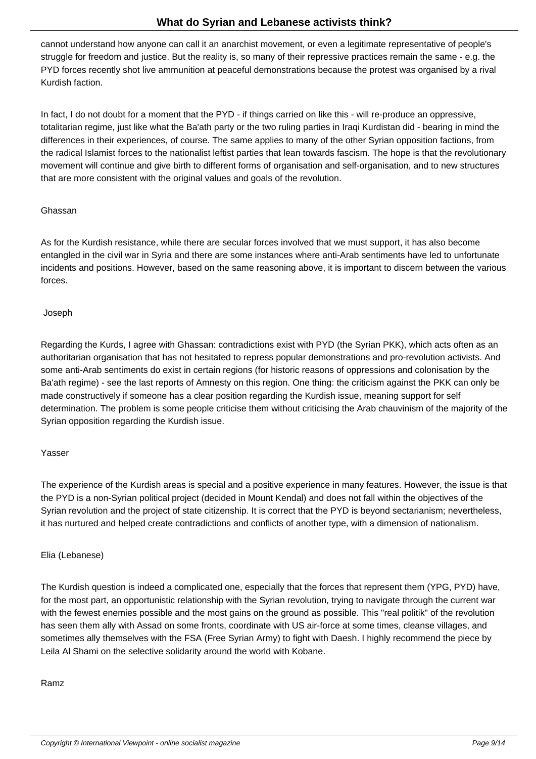cannot understand how anyone can call it an anarchist movement, or even a legitimate representative of people's struggle for freedom and justice. But the reality is, so many of their repressive practices remain the same - e.g. the PYD forces recently shot live ammunition at peaceful demonstrations because the protest was organised by a rival Kurdish faction.

In fact, I do not doubt for a moment that the PYD - if things carried on like this - will re-produce an oppressive, totalitarian regime, just like what the Ba'ath party or the two ruling parties in Iraqi Kurdistan did - bearing in mind the differences in their experiences, of course. The same applies to many of the other Syrian opposition factions, from the radical Islamist forces to the nationalist leftist parties that lean towards fascism. The hope is that the revolutionary movement will continue and give birth to different forms of organisation and self-organisation, and to new structures that are more consistent with the original values and goals of the revolution.

Ghassan

As for the Kurdish resistance, while there are secular forces involved that we must support, it has also become entangled in the civil war in Syria and there are some instances where anti-Arab sentiments have led to unfortunate incidents and positions. However, based on the same reasoning above, it is important to discern between the various forces.

Joseph

Regarding the Kurds, I agree with Ghassan: contradictions exist with PYD (the Syrian PKK), which acts often as an authoritarian organisation that has not hesitated to repress popular demonstrations and pro-revolution activists. And some anti-Arab sentiments do exist in certain regions (for historic reasons of oppressions and colonisation by the Ba'ath regime) - see the last reports of Amnesty on this region. One thing: the criticism against the PKK can only be made constructively if someone has a clear position regarding the Kurdish issue, meaning support for self determination. The problem is some people criticise them without criticising the Arab chauvinism of the majority of the Syrian opposition regarding the Kurdish issue.

Yasser

The experience of the Kurdish areas is special and a positive experience in many features. However, the issue is that the PYD is a non-Syrian political project (decided in Mount Kendal) and does not fall within the objectives of the Syrian revolution and the project of state citizenship. It is correct that the PYD is beyond sectarianism; nevertheless, it has nurtured and helped create contradictions and conflicts of another type, with a dimension of nationalism.

Elia (Lebanese)

The Kurdish question is indeed a complicated one, especially that the forces that represent them (YPG, PYD) have, for the most part, an opportunistic relationship with the Syrian revolution, trying to navigate through the current war with the fewest enemies possible and the most gains on the ground as possible. This "real politik" of the revolution has seen them ally with Assad on some fronts, coordinate with US air-force at some times, cleanse villages, and sometimes ally themselves with the FSA (Free Syrian Army) to fight with Daesh. I highly recommend the piece by Leila Al Shami on the selective solidarity around the world with Kobane.

Ramz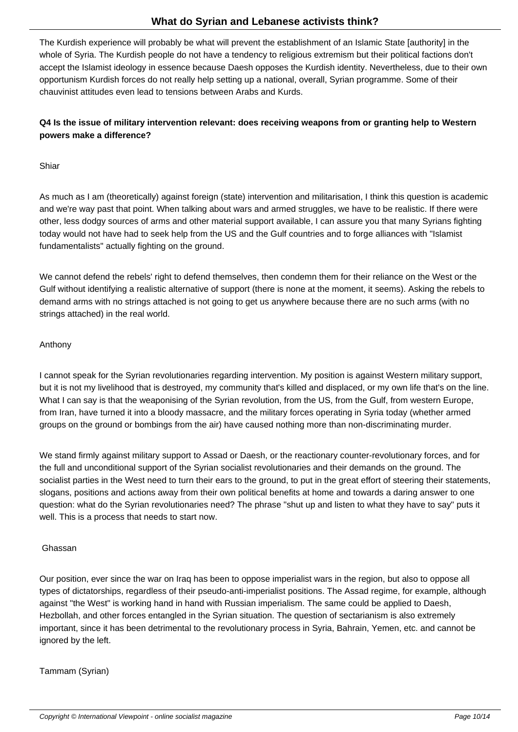The Kurdish experience will probably be what will prevent the establishment of an Islamic State [authority] in the whole of Syria. The Kurdish people do not have a tendency to religious extremism but their political factions don't accept the Islamist ideology in essence because Daesh opposes the Kurdish identity. Nevertheless, due to their own opportunism Kurdish forces do not really help setting up a national, overall, Syrian programme. Some of their chauvinist attitudes even lead to tensions between Arabs and Kurds.

**Q4 Is the issue of military intervention relevant: does receiving weapons from or granting help to Western powers make a difference?**

Shiar

As much as I am (theoretically) against foreign (state) intervention and militarisation, I think this question is academic and we're way past that point. When talking about wars and armed struggles, we have to be realistic. If there were other, less dodgy sources of arms and other material support available, I can assure you that many Syrians fighting today would not have had to seek help from the US and the Gulf countries and to forge alliances with "Islamist fundamentalists" actually fighting on the ground.

We cannot defend the rebels' right to defend themselves, then condemn them for their reliance on the West or the Gulf without identifying a realistic alternative of support (there is none at the moment, it seems). Asking the rebels to demand arms with no strings attached is not going to get us anywhere because there are no such arms (with no strings attached) in the real world.

Anthony

I cannot speak for the Syrian revolutionaries regarding intervention. My position is against Western military support, but it is not my livelihood that is destroyed, my community that's killed and displaced, or my own life that's on the line. What I can say is that the weaponising of the Syrian revolution, from the US, from the Gulf, from western Europe, from Iran, have turned it into a bloody massacre, and the military forces operating in Syria today (whether armed groups on the ground or bombings from the air) have caused nothing more than non-discriminating murder.

We stand firmly against military support to Assad or Daesh, or the reactionary counter-revolutionary forces, and for the full and unconditional support of the Syrian socialist revolutionaries and their demands on the ground. The socialist parties in the West need to turn their ears to the ground, to put in the great effort of steering their statements, slogans, positions and actions away from their own political benefits at home and towards a daring answer to one question: what do the Syrian revolutionaries need? The phrase "shut up and listen to what they have to say" puts it well. This is a process that needs to start now.

Ghassan

Our position, ever since the war on Iraq has been to oppose imperialist wars in the region, but also to oppose all types of dictatorships, regardless of their pseudo-anti-imperialist positions. The Assad regime, for example, although against "the West" is working hand in hand with Russian imperialism. The same could be applied to Daesh, Hezbollah, and other forces entangled in the Syrian situation. The question of sectarianism is also extremely important, since it has been detrimental to the revolutionary process in Syria, Bahrain, Yemen, etc. and cannot be ignored by the left.

Tammam (Syrian)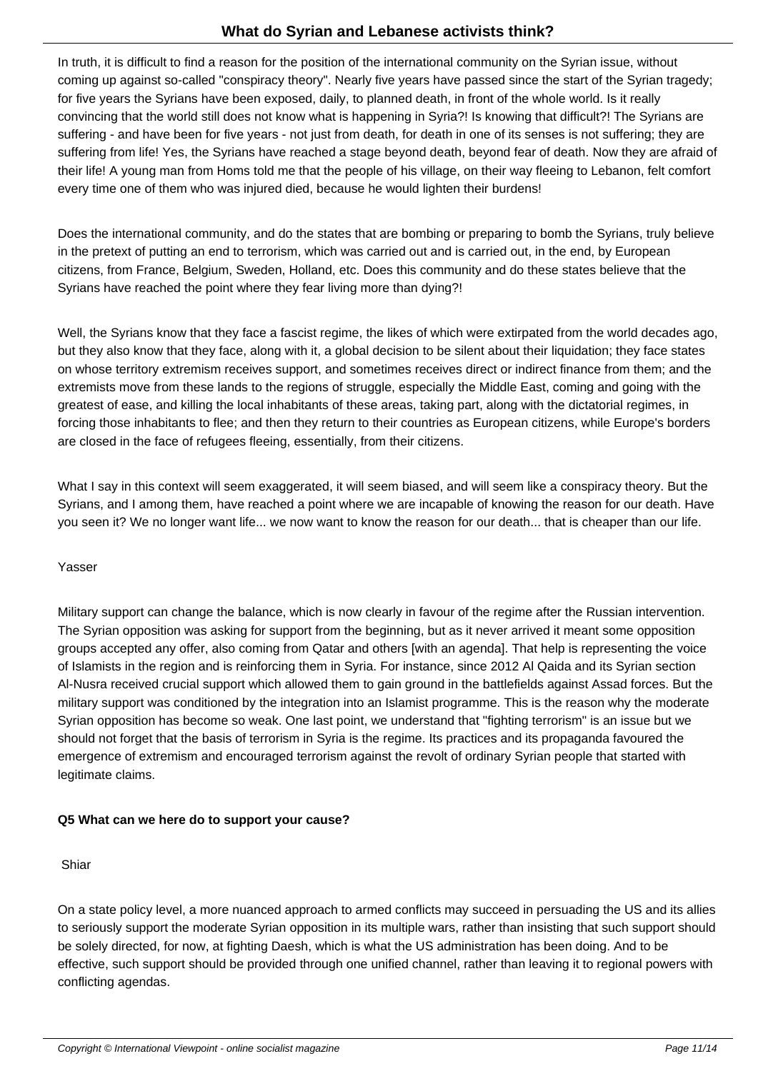In truth, it is difficult to find a reason for the position of the international community on the Syrian issue, without coming up against so-called "conspiracy theory". Nearly five years have passed since the start of the Syrian tragedy; for five years the Syrians have been exposed, daily, to planned death, in front of the whole world. Is it really convincing that the world still does not know what is happening in Syria?! Is knowing that difficult?! The Syrians are suffering - and have been for five years - not just from death, for death in one of its senses is not suffering; they are suffering from life! Yes, the Syrians have reached a stage beyond death, beyond fear of death. Now they are afraid of their life! A young man from Homs told me that the people of his village, on their way fleeing to Lebanon, felt comfort every time one of them who was injured died, because he would lighten their burdens!

Does the international community, and do the states that are bombing or preparing to bomb the Syrians, truly believe in the pretext of putting an end to terrorism, which was carried out and is carried out, in the end, by European citizens, from France, Belgium, Sweden, Holland, etc. Does this community and do these states believe that the Syrians have reached the point where they fear living more than dying?!

Well, the Syrians know that they face a fascist regime, the likes of which were extirpated from the world decades ago, but they also know that they face, along with it, a global decision to be silent about their liquidation; they face states on whose territory extremism receives support, and sometimes receives direct or indirect finance from them; and the extremists move from these lands to the regions of struggle, especially the Middle East, coming and going with the greatest of ease, and killing the local inhabitants of these areas, taking part, along with the dictatorial regimes, in forcing those inhabitants to flee; and then they return to their countries as European citizens, while Europe's borders are closed in the face of refugees fleeing, essentially, from their citizens.

What I say in this context will seem exaggerated, it will seem biased, and will seem like a conspiracy theory. But the Syrians, and I among them, have reached a point where we are incapable of knowing the reason for our death. Have you seen it? We no longer want life... we now want to know the reason for our death... that is cheaper than our life.

Yasser

Military support can change the balance, which is now clearly in favour of the regime after the Russian intervention. The Syrian opposition was asking for support from the beginning, but as it never arrived it meant some opposition groups accepted any offer, also coming from Qatar and others [with an agenda]. That help is representing the voice of Islamists in the region and is reinforcing them in Syria. For instance, since 2012 Al Qaida and its Syrian section Al-Nusra received crucial support which allowed them to gain ground in the battlefields against Assad forces. But the military support was conditioned by the integration into an Islamist programme. This is the reason why the moderate Syrian opposition has become so weak. One last point, we understand that "fighting terrorism" is an issue but we should not forget that the basis of terrorism in Syria is the regime. Its practices and its propaganda favoured the emergence of extremism and encouraged terrorism against the revolt of ordinary Syrian people that started with legitimate claims.

**Q5 What can we here do to support your cause?**

Shiar

On a state policy level, a more nuanced approach to armed conflicts may succeed in persuading the US and its allies to seriously support the moderate Syrian opposition in its multiple wars, rather than insisting that such support should be solely directed, for now, at fighting Daesh, which is what the US administration has been doing. And to be effective, such support should be provided through one unified channel, rather than leaving it to regional powers with conflicting agendas.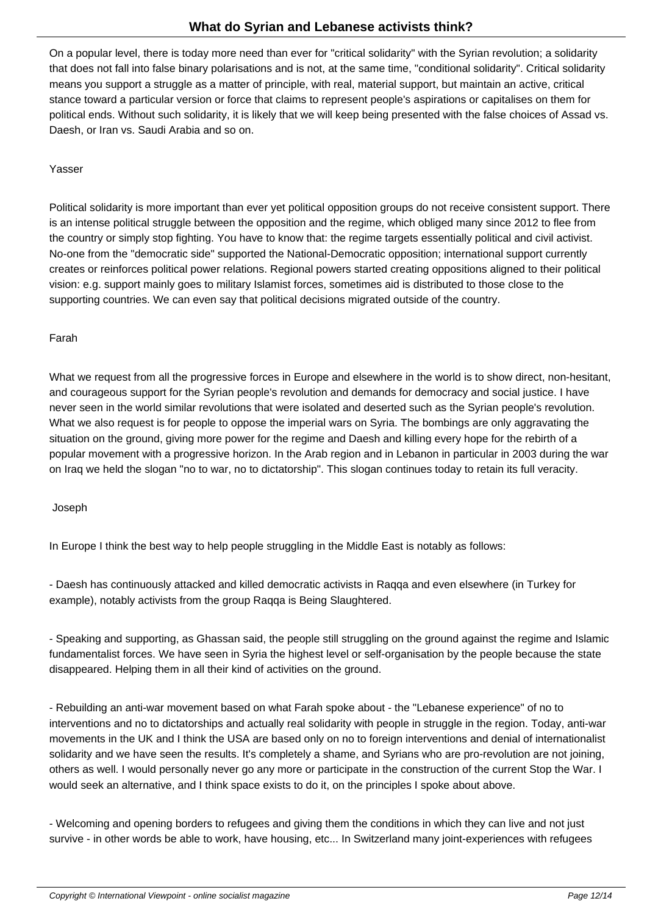On a popular level, there is today more need than ever for "critical solidarity" with the Syrian revolution; a solidarity that does not fall into false binary polarisations and is not, at the same time, "conditional solidarity". Critical solidarity means you support a struggle as a matter of principle, with real, material support, but maintain an active, critical stance toward a particular version or force that claims to represent people's aspirations or capitalises on them for political ends. Without such solidarity, it is likely that we will keep being presented with the false choices of Assad vs. Daesh, or Iran vs. Saudi Arabia and so on.

Yasser

Political solidarity is more important than ever yet political opposition groups do not receive consistent support. There is an intense political struggle between the opposition and the regime, which obliged many since 2012 to flee from the country or simply stop fighting. You have to know that: the regime targets essentially political and civil activist. No-one from the "democratic side" supported the National-Democratic opposition; international support currently creates or reinforces political power relations. Regional powers started creating oppositions aligned to their political vision: e.g. support mainly goes to military Islamist forces, sometimes aid is distributed to those close to the supporting countries. We can even say that political decisions migrated outside of the country.

Farah

What we request from all the progressive forces in Europe and elsewhere in the world is to show direct, non-hesitant, and courageous support for the Syrian people's revolution and demands for democracy and social justice. I have never seen in the world similar revolutions that were isolated and deserted such as the Syrian people's revolution. What we also request is for people to oppose the imperial wars on Syria. The bombings are only aggravating the situation on the ground, giving more power for the regime and Daesh and killing every hope for the rebirth of a popular movement with a progressive horizon. In the Arab region and in Lebanon in particular in 2003 during the war on Iraq we held the slogan "no to war, no to dictatorship". This slogan continues today to retain its full veracity.

Joseph

In Europe I think the best way to help people struggling in the Middle East is notably as follows:

- Daesh has continuously attacked and killed democratic activists in Raqqa and even elsewhere (in Turkey for example), notably activists from the group Raqqa is Being Slaughtered.

- Speaking and supporting, as Ghassan said, the people still struggling on the ground against the regime and Islamic fundamentalist forces. We have seen in Syria the highest level or self-organisation by the people because the state disappeared. Helping them in all their kind of activities on the ground.

- Rebuilding an anti-war movement based on what Farah spoke about - the "Lebanese experience" of no to interventions and no to dictatorships and actually real solidarity with people in struggle in the region. Today, anti-war movements in the UK and I think the USA are based only on no to foreign interventions and denial of internationalist solidarity and we have seen the results. It's completely a shame, and Syrians who are pro-revolution are not joining, others as well. I would personally never go any more or participate in the construction of the current Stop the War. I would seek an alternative, and I think space exists to do it, on the principles I spoke about above.

- Welcoming and opening borders to refugees and giving them the conditions in which they can live and not just survive - in other words be able to work, have housing, etc... In Switzerland many joint-experiences with refugees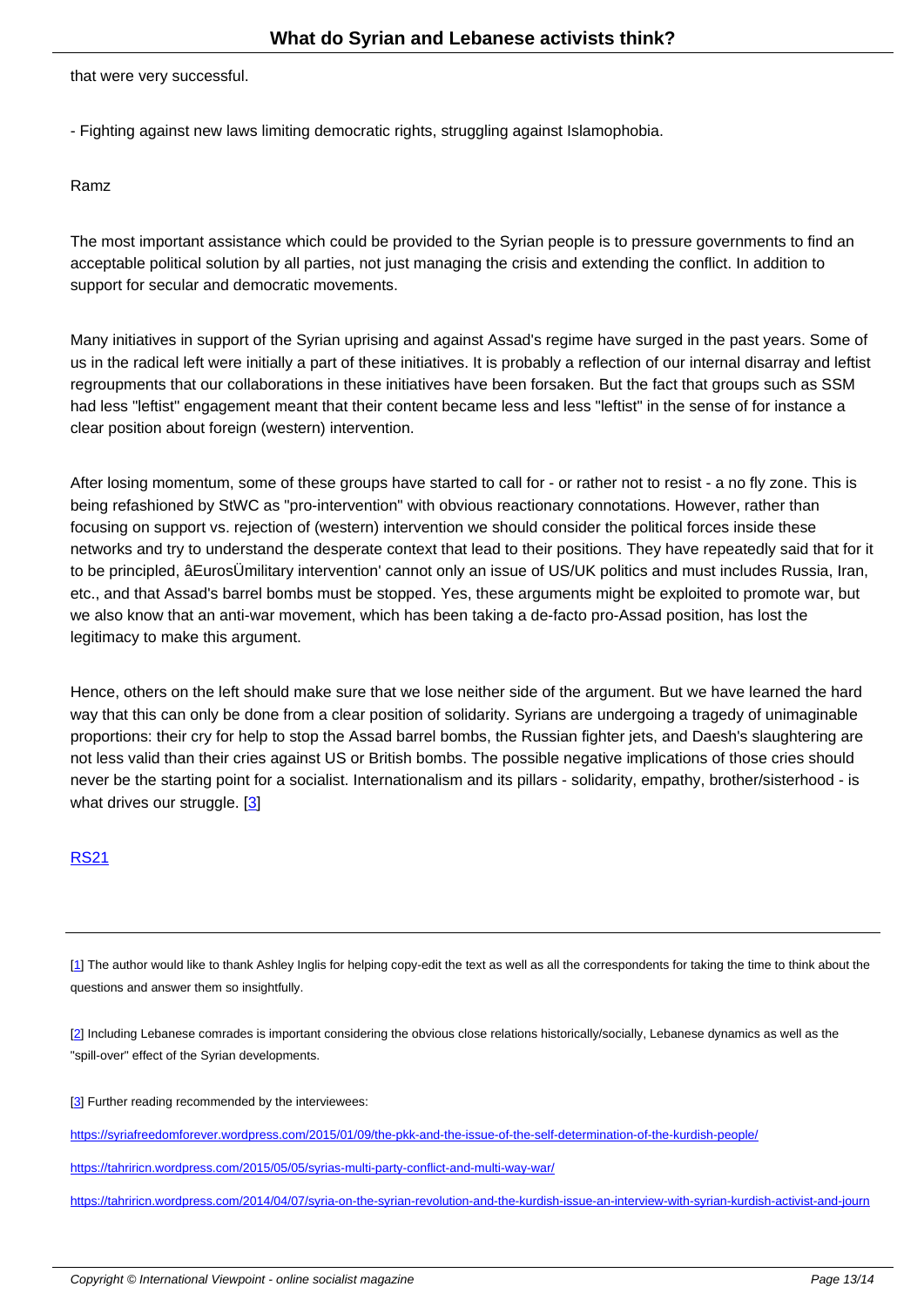that were very successful.

- Fighting against new laws limiting democratic rights, struggling against Islamophobia.

Ramz

The most important assistance which could be provided to the Syrian people is to pressure governments to find an acceptable political solution by all parties, not just managing the crisis and extending the conflict. In addition to support for secular and democratic movements.

Many initiatives in support of the Syrian uprising and against Assad's regime have surged in the past years. Some of us in the radical left were initially a part of these initiatives. It is probably a reflection of our internal disarray and leftist regroupments that our collaborations in these initiatives have been forsaken. But the fact that groups such as SSM had less "leftist" engagement meant that their content became less and less "leftist" in the sense of for instance a clear position about foreign (western) intervention.

After losing momentum, some of these groups have started to call for - or rather not to resist - a no fly zone. This is being refashioned by StWC as "pro-intervention" with obvious reactionary connotations. However, rather than focusing on support vs. rejection of (western) intervention we should consider the political forces inside these networks and try to understand the desperate context that lead to their positions. They have repeatedly said that for it to be principled, âEurosÜmilitary intervention' cannot only an issue of US/UK politics and must includes Russia, Iran, etc., and that Assad's barrel bombs must be stopped. Yes, these arguments might be exploited to promote war, but we also know that an anti-war movement, which has been taking a de-facto pro-Assad position, has lost the legitimacy to make this argument.

Hence, others on the left should make sure that we lose neither side of the argument. But we have learned the hard way that this can only be done from a clear position of solidarity. Syrians are undergoing a tragedy of unimaginable proportions: their cry for help to stop the Assad barrel bombs, the Russian fighter jets, and Daesh's slaughtering are not less valid than their cries against US or British bombs. The possible negative implications of those cries should never be the starting point for a socialist. Internationalism and its pillars - solidarity, empathy, brother/sisterhood - is what drives our struggle. [3]

RS21

---

[1] The author would like to thank Ashley Inglis for helping copy-edit the text as well as all the correspondents for taking the time to think about the questions and answer them so insightfully.

[2] Including Lebanese comrades is important considering the obvious close relations historically/socially, Lebanese dynamics as well as the "spill-over" effect of the Syrian developments.

[3] Further reading recommended by the interviewees:

https://syriafreedomforever.wordpress.com/2015/01/09/the-pkk-and-the-issue-of-the-self-determination-of-the-kurdish-people/

https://tahriricn.wordpress.com/2015/05/05/syrias-multi-party-conflict-and-multi-way-war/

https://tahriricn.wordpress.com/2014/04/07/syria-on-the-syrian-revolution-and-the-kurdish-issue-an-interview-with-syrian-kurdish-activist-and-journ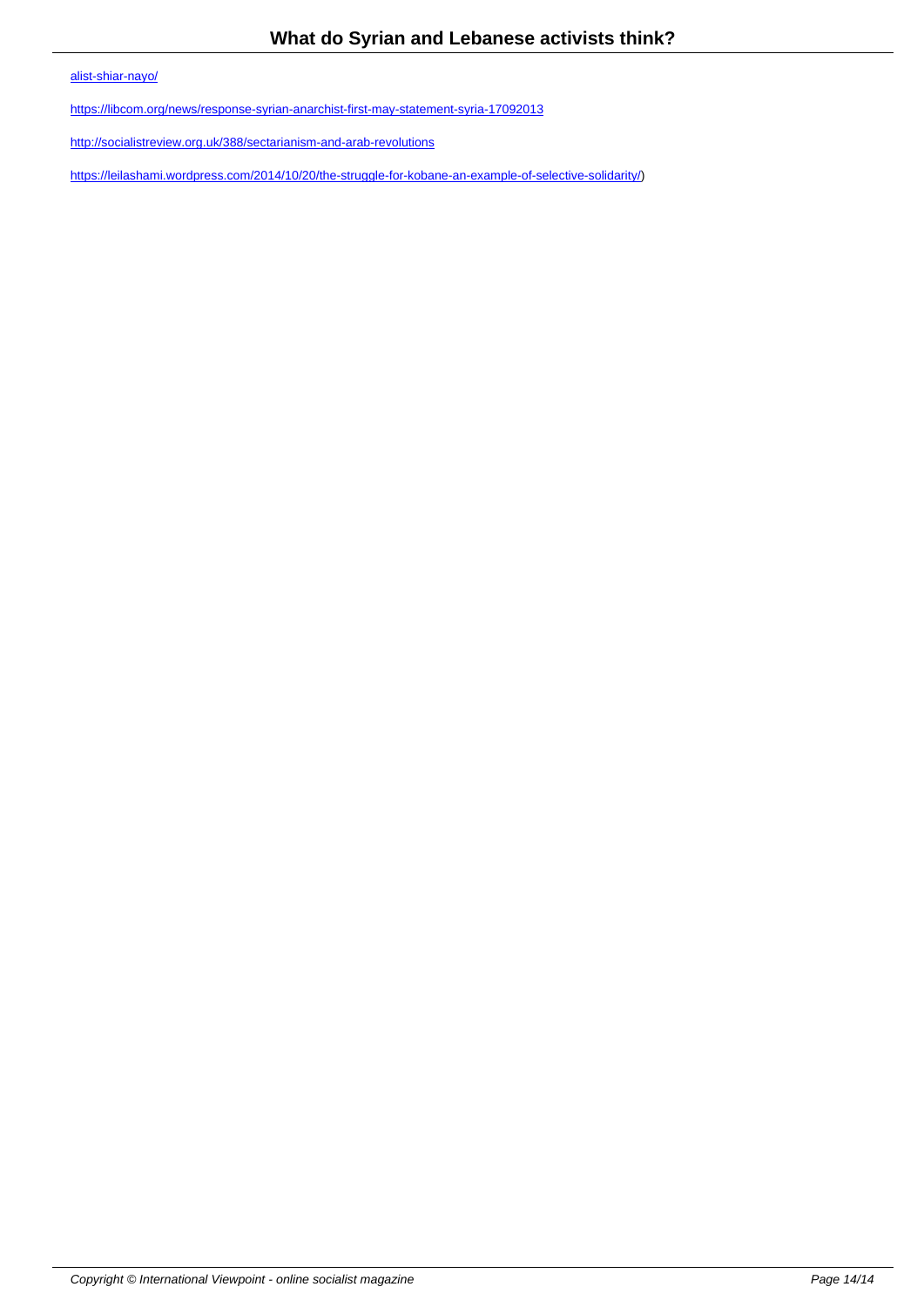alist-shiar-nayo/

https://libcom.org/news/response-syrian-anarchist-first-may-statement-syria-17092013

http://socialistreview.org.uk/388/sectarianism-and-arab-revolutions

https://leilashami.wordpress.com/2014/10/20/the-struggle-for-kobane-an-example-of-selective-solidarity/)